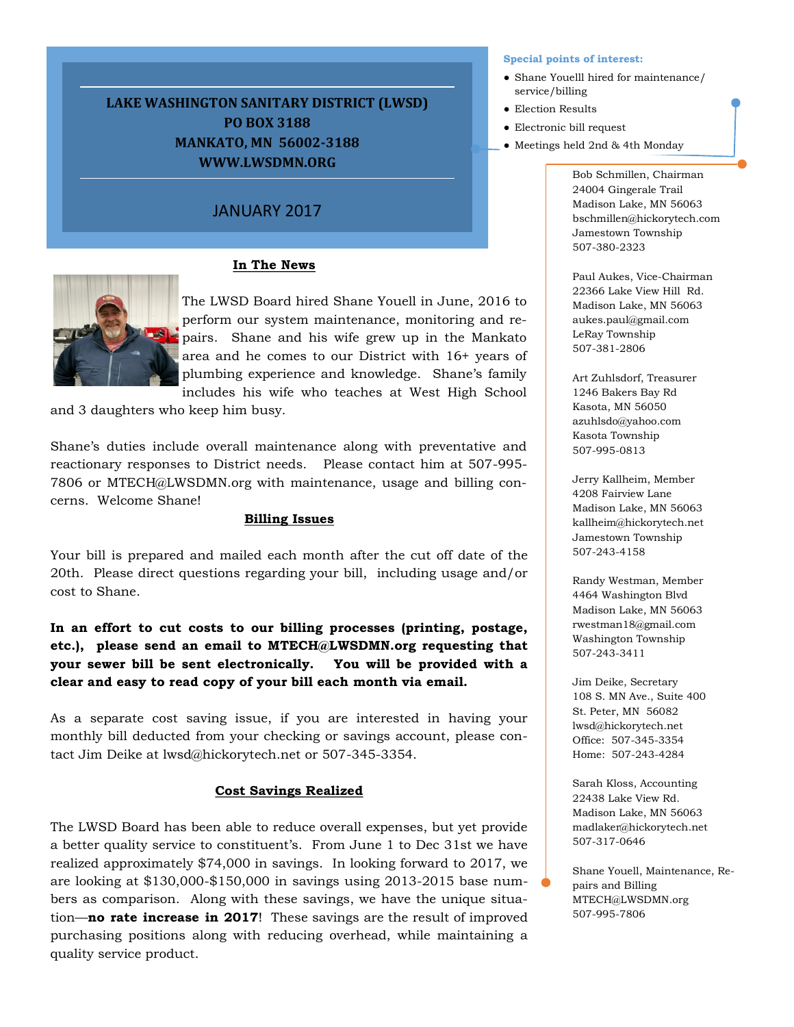# LAKE WASHINGTON SANITARY DISTRICT (LWSD)

**PO BOX 3188**
**MANKATO, MN 56002-3188**
**WWW.LWSDMN.ORG**

JANUARY 2017

**Special points of interest:**

- Shane Youelll hired for maintenance/service/billing
- Election Results
- Electronic bill request
- Meetings held 2nd & 4th Monday

## In The News

The LWSD Board hired Shane Youell in June, 2016 to perform our system maintenance, monitoring and repairs. Shane and his wife grew up in the Mankato area and he comes to our District with 16+ years of plumbing experience and knowledge. Shane's family includes his wife who teaches at West High School and 3 daughters who keep him busy.

Shane's duties include overall maintenance along with preventative and reactionary responses to District needs. Please contact him at 507-995-7806 or MTECH@LWSDMN.org with maintenance, usage and billing concerns. Welcome Shane!

## Billing Issues

Your bill is prepared and mailed each month after the cut off date of the 20th. Please direct questions regarding your bill, including usage and/or cost to Shane.

**In an effort to cut costs to our billing processes (printing, postage, etc.), please send an email to MTECH@LWSDMN.org requesting that your sewer bill be sent electronically. You will be provided with a clear and easy to read copy of your bill each month via email.**

As a separate cost saving issue, if you are interested in having your monthly bill deducted from your checking or savings account, please contact Jim Deike at lwsd@hickorytech.net or 507-345-3354.

## Cost Savings Realized

The LWSD Board has been able to reduce overall expenses, but yet provide a better quality service to constituent's. From June 1 to Dec 31st we have realized approximately $74,000 in savings. In looking forward to 2017, we are looking at $130,000-$150,000 in savings using 2013-2015 base numbers as comparison. Along with these savings, we have the unique situation—**no rate increase in 2017**! These savings are the result of improved purchasing positions along with reducing overhead, while maintaining a quality service product.

Bob Schmillen, Chairman
24004 Gingerale Trail
Madison Lake, MN 56063
bschmillen@hickorytech.com
Jamestown Township
507-380-2323

Paul Aukes, Vice-Chairman
22366 Lake View Hill Rd.
Madison Lake, MN 56063
aukes.paul@gmail.com
LeRay Township
507-381-2806

Art Zuhlsdorf, Treasurer
1246 Bakers Bay Rd
Kasota, MN 56050
azuhlsdo@yahoo.com
Kasota Township
507-995-0813

Jerry Kallheim, Member
4208 Fairview Lane
Madison Lake, MN 56063
kallheim@hickorytech.net
Jamestown Township
507-243-4158

Randy Westman, Member
4464 Washington Blvd
Madison Lake, MN 56063
rwestman18@gmail.com
Washington Township
507-243-3411

Jim Deike, Secretary
108 S. MN Ave., Suite 400
St. Peter, MN 56082
lwsd@hickorytech.net
Office: 507-345-3354
Home: 507-243-4284

Sarah Kloss, Accounting
22438 Lake View Rd.
Madison Lake, MN 56063
madlaker@hickorytech.net
507-317-0646

Shane Youell, Maintenance, Repairs and Billing
MTECH@LWSDMN.org
507-995-7806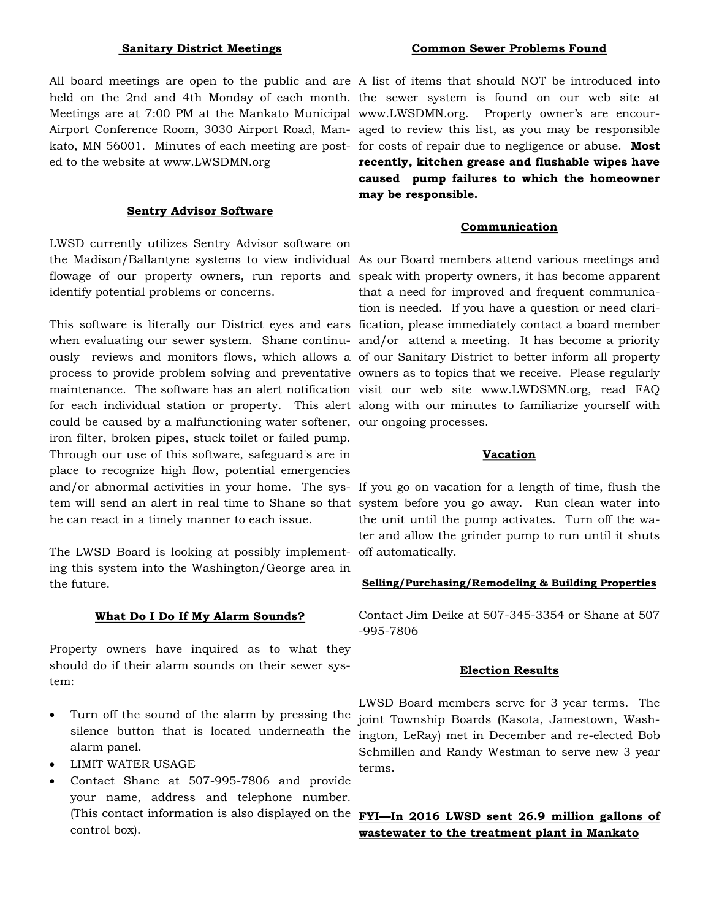## Sanitary District Meetings

All board meetings are open to the public and are held on the 2nd and 4th Monday of each month. Meetings are at 7:00 PM at the Mankato Municipal Airport Conference Room, 3030 Airport Road, Mankato, MN 56001. Minutes of each meeting are posted to the website at www.LWSDMN.org

## Sentry Advisor Software

LWSD currently utilizes Sentry Advisor software on the Madison/Ballantyne systems to view individual flowage of our property owners, run reports and identify potential problems or concerns.

This software is literally our District eyes and ears when evaluating our sewer system. Shane continuously reviews and monitors flows, which allows a process to provide problem solving and preventative maintenance. The software has an alert notification for each individual station or property. This alert could be caused by a malfunctioning water softener, iron filter, broken pipes, stuck toilet or failed pump. Through our use of this software, safeguard's are in place to recognize high flow, potential emergencies and/or abnormal activities in your home. The system will send an alert in real time to Shane so that he can react in a timely manner to each issue.

The LWSD Board is looking at possibly implementing this system into the Washington/George area in the future.

## What Do I Do If My Alarm Sounds?

Property owners have inquired as to what they should do if their alarm sounds on their sewer system:

- Turn off the sound of the alarm by pressing the silence button that is located underneath the alarm panel.
- LIMIT WATER USAGE
- Contact Shane at 507-995-7806 and provide your name, address and telephone number. (This contact information is also displayed on the control box).

## Common Sewer Problems Found

A list of items that should NOT be introduced into the sewer system is found on our web site at www.LWSDMN.org. Property owner's are encouraged to review this list, as you may be responsible for costs of repair due to negligence or abuse. **Most recently, kitchen grease and flushable wipes have caused pump failures to which the homeowner may be responsible.**

## Communication

As our Board members attend various meetings and speak with property owners, it has become apparent that a need for improved and frequent communication is needed. If you have a question or need clarification, please immediately contact a board member and/or attend a meeting. It has become a priority of our Sanitary District to better inform all property owners as to topics that we receive. Please regularly visit our web site www.LWDSMN.org, read FAQ along with our minutes to familiarize yourself with our ongoing processes.

## Vacation

If you go on vacation for a length of time, flush the system before you go away. Run clean water into the unit until the pump activates. Turn off the water and allow the grinder pump to run until it shuts off automatically.

## Selling/Purchasing/Remodeling & Building Properties

Contact Jim Deike at 507-345-3354 or Shane at 507-995-7806

## Election Results

LWSD Board members serve for 3 year terms. The joint Township Boards (Kasota, Jamestown, Washington, LeRay) met in December and re-elected Bob Schmillen and Randy Westman to serve new 3 year terms.

**FYI—In 2016 LWSD sent 26.9 million gallons of wastewater to the treatment plant in Mankato**